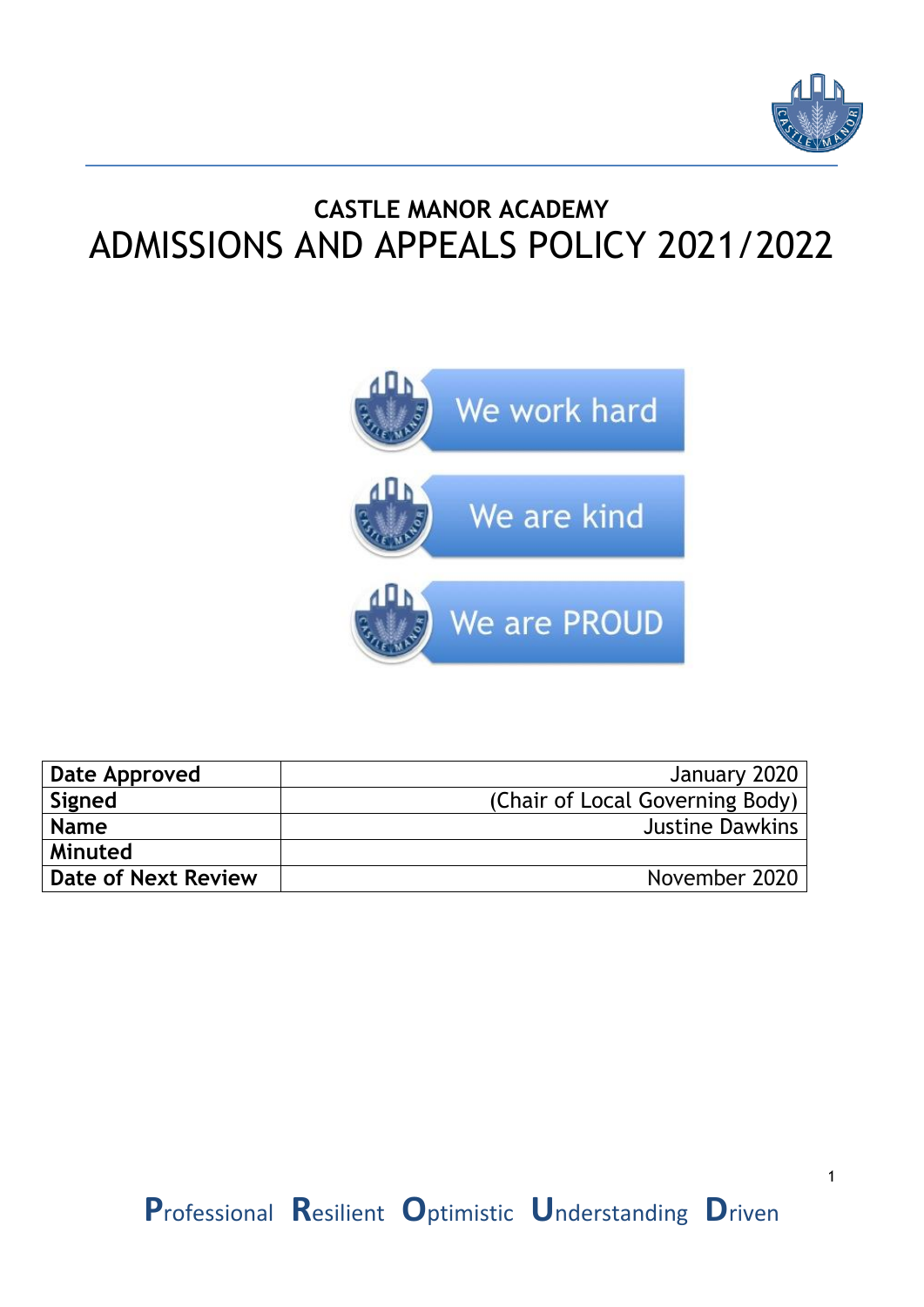# CASTLE MANOR ACADEMY

# ADMISSIONS AND APPEALS POLICY 2021/2022

We work hard

We are kind

We are PROUD

| | |
|---|---|
| **Date Approved** | January 2020 |
| **Signed** | (Chair of Local Governing Body) |
| **Name** | Justine Dawkins |
| **Minuted** | |
| **Date of Next Review** | November 2020 |

**P**rofessional **R**esilient **O**ptimistic **U**nderstanding **D**riven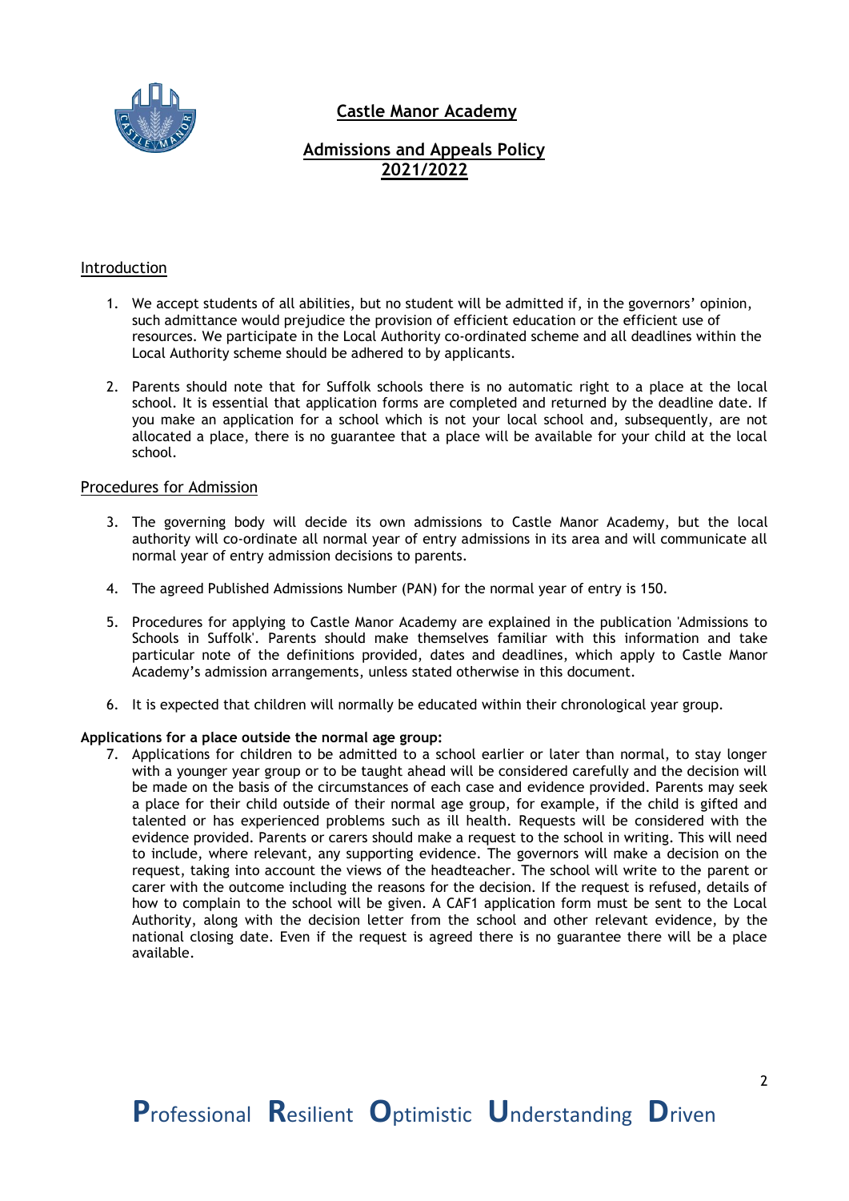# Castle Manor Academy

## Admissions and Appeals Policy 2021/2022

### Introduction

1. We accept students of all abilities, but no student will be admitted if, in the governors' opinion, such admittance would prejudice the provision of efficient education or the efficient use of resources. We participate in the Local Authority co-ordinated scheme and all deadlines within the Local Authority scheme should be adhered to by applicants.

2. Parents should note that for Suffolk schools there is no automatic right to a place at the local school. It is essential that application forms are completed and returned by the deadline date. If you make an application for a school which is not your local school and, subsequently, are not allocated a place, there is no guarantee that a place will be available for your child at the local school.

### Procedures for Admission

3. The governing body will decide its own admissions to Castle Manor Academy, but the local authority will co-ordinate all normal year of entry admissions in its area and will communicate all normal year of entry admission decisions to parents.

4. The agreed Published Admissions Number (PAN) for the normal year of entry is 150.

5. Procedures for applying to Castle Manor Academy are explained in the publication 'Admissions to Schools in Suffolk'. Parents should make themselves familiar with this information and take particular note of the definitions provided, dates and deadlines, which apply to Castle Manor Academy's admission arrangements, unless stated otherwise in this document.

6. It is expected that children will normally be educated within their chronological year group.

**Applications for a place outside the normal age group:**

7. Applications for children to be admitted to a school earlier or later than normal, to stay longer with a younger year group or to be taught ahead will be considered carefully and the decision will be made on the basis of the circumstances of each case and evidence provided. Parents may seek a place for their child outside of their normal age group, for example, if the child is gifted and talented or has experienced problems such as ill health. Requests will be considered with the evidence provided. Parents or carers should make a request to the school in writing. This will need to include, where relevant, any supporting evidence. The governors will make a decision on the request, taking into account the views of the headteacher. The school will write to the parent or carer with the outcome including the reasons for the decision. If the request is refused, details of how to complain to the school will be given. A CAF1 application form must be sent to the Local Authority, along with the decision letter from the school and other relevant evidence, by the national closing date. Even if the request is agreed there is no guarantee there will be a place available.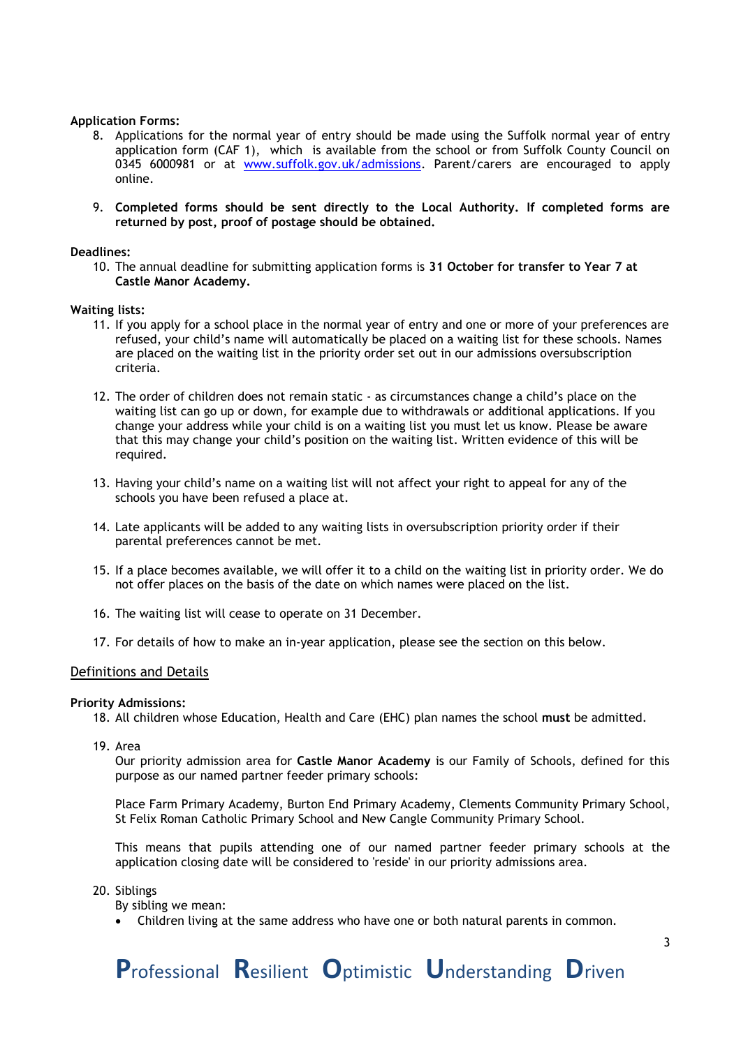**Application Forms:**

8. Applications for the normal year of entry should be made using the Suffolk normal year of entry application form (CAF 1), which is available from the school or from Suffolk County Council on 0345 6000981 or at [www.suffolk.gov.uk/admissions](www.suffolk.gov.uk/admissions). Parent/carers are encouraged to apply online.

9. **Completed forms should be sent directly to the Local Authority. If completed forms are returned by post, proof of postage should be obtained.**

**Deadlines:**

10. The annual deadline for submitting application forms is **31 October for transfer to Year 7 at Castle Manor Academy.**

**Waiting lists:**

11. If you apply for a school place in the normal year of entry and one or more of your preferences are refused, your child's name will automatically be placed on a waiting list for these schools. Names are placed on the waiting list in the priority order set out in our admissions oversubscription criteria.

12. The order of children does not remain static - as circumstances change a child's place on the waiting list can go up or down, for example due to withdrawals or additional applications. If you change your address while your child is on a waiting list you must let us know. Please be aware that this may change your child's position on the waiting list. Written evidence of this will be required.

13. Having your child's name on a waiting list will not affect your right to appeal for any of the schools you have been refused a place at.

14. Late applicants will be added to any waiting lists in oversubscription priority order if their parental preferences cannot be met.

15. If a place becomes available, we will offer it to a child on the waiting list in priority order. We do not offer places on the basis of the date on which names were placed on the list.

16. The waiting list will cease to operate on 31 December.

17. For details of how to make an in-year application, please see the section on this below.

## Definitions and Details

**Priority Admissions:**

18. All children whose Education, Health and Care (EHC) plan names the school **must** be admitted.

19. Area

    Our priority admission area for **Castle Manor Academy** is our Family of Schools, defined for this purpose as our named partner feeder primary schools:

    Place Farm Primary Academy, Burton End Primary Academy, Clements Community Primary School, St Felix Roman Catholic Primary School and New Cangle Community Primary School.

    This means that pupils attending one of our named partner feeder primary schools at the application closing date will be considered to 'reside' in our priority admissions area.

20. Siblings

    By sibling we mean:

    - Children living at the same address who have one or both natural parents in common.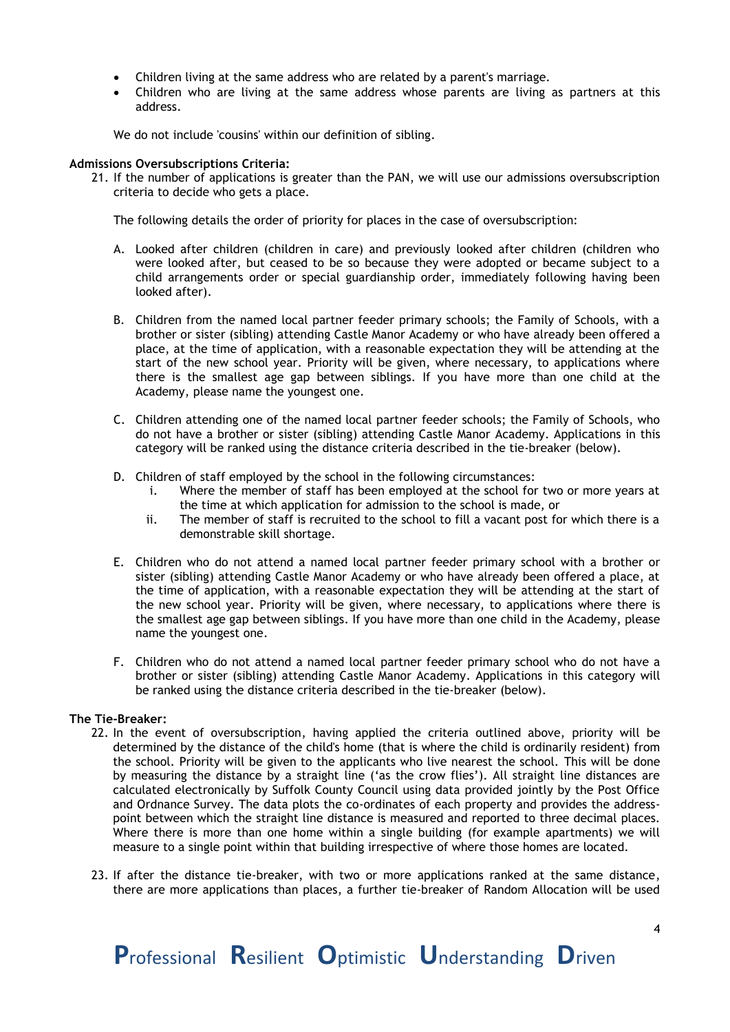- Children living at the same address who are related by a parent's marriage.
- Children who are living at the same address whose parents are living as partners at this address.

We do not include 'cousins' within our definition of sibling.

**Admissions Oversubscriptions Criteria:**

21. If the number of applications is greater than the PAN, we will use our admissions oversubscription criteria to decide who gets a place.

    The following details the order of priority for places in the case of oversubscription:

    A. Looked after children (children in care) and previously looked after children (children who were looked after, but ceased to be so because they were adopted or became subject to a child arrangements order or special guardianship order, immediately following having been looked after).

    B. Children from the named local partner feeder primary schools; the Family of Schools, with a brother or sister (sibling) attending Castle Manor Academy or who have already been offered a place, at the time of application, with a reasonable expectation they will be attending at the start of the new school year. Priority will be given, where necessary, to applications where there is the smallest age gap between siblings. If you have more than one child at the Academy, please name the youngest one.

    C. Children attending one of the named local partner feeder schools; the Family of Schools, who do not have a brother or sister (sibling) attending Castle Manor Academy. Applications in this category will be ranked using the distance criteria described in the tie-breaker (below).

    D. Children of staff employed by the school in the following circumstances:
       i. Where the member of staff has been employed at the school for two or more years at the time at which application for admission to the school is made, or
       ii. The member of staff is recruited to the school to fill a vacant post for which there is a demonstrable skill shortage.

    E. Children who do not attend a named local partner feeder primary school with a brother or sister (sibling) attending Castle Manor Academy or who have already been offered a place, at the time of application, with a reasonable expectation they will be attending at the start of the new school year. Priority will be given, where necessary, to applications where there is the smallest age gap between siblings. If you have more than one child in the Academy, please name the youngest one.

    F. Children who do not attend a named local partner feeder primary school who do not have a brother or sister (sibling) attending Castle Manor Academy. Applications in this category will be ranked using the distance criteria described in the tie-breaker (below).

**The Tie-Breaker:**

22. In the event of oversubscription, having applied the criteria outlined above, priority will be determined by the distance of the child's home (that is where the child is ordinarily resident) from the school. Priority will be given to the applicants who live nearest the school. This will be done by measuring the distance by a straight line ('as the crow flies'). All straight line distances are calculated electronically by Suffolk County Council using data provided jointly by the Post Office and Ordnance Survey. The data plots the co-ordinates of each property and provides the address-point between which the straight line distance is measured and reported to three decimal places. Where there is more than one home within a single building (for example apartments) we will measure to a single point within that building irrespective of where those homes are located.

23. If after the distance tie-breaker, with two or more applications ranked at the same distance, there are more applications than places, a further tie-breaker of Random Allocation will be used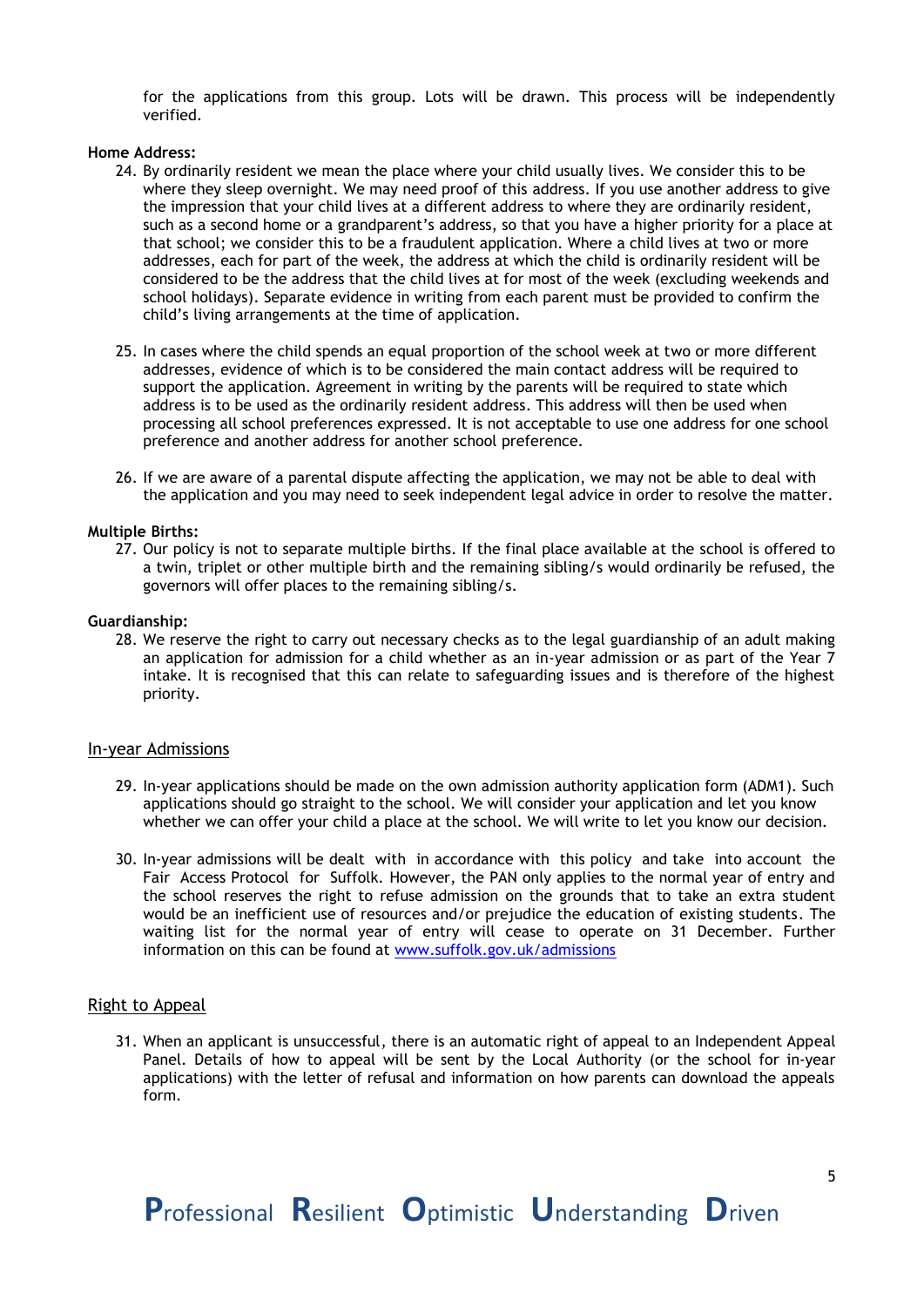for the applications from this group. Lots will be drawn. This process will be independently verified.

**Home Address:**

24. By ordinarily resident we mean the place where your child usually lives. We consider this to be where they sleep overnight. We may need proof of this address. If you use another address to give the impression that your child lives at a different address to where they are ordinarily resident, such as a second home or a grandparent's address, so that you have a higher priority for a place at that school; we consider this to be a fraudulent application. Where a child lives at two or more addresses, each for part of the week, the address at which the child is ordinarily resident will be considered to be the address that the child lives at for most of the week (excluding weekends and school holidays). Separate evidence in writing from each parent must be provided to confirm the child's living arrangements at the time of application.

25. In cases where the child spends an equal proportion of the school week at two or more different addresses, evidence of which is to be considered the main contact address will be required to support the application. Agreement in writing by the parents will be required to state which address is to be used as the ordinarily resident address. This address will then be used when processing all school preferences expressed. It is not acceptable to use one address for one school preference and another address for another school preference.

26. If we are aware of a parental dispute affecting the application, we may not be able to deal with the application and you may need to seek independent legal advice in order to resolve the matter.

**Multiple Births:**

27. Our policy is not to separate multiple births. If the final place available at the school is offered to a twin, triplet or other multiple birth and the remaining sibling/s would ordinarily be refused, the governors will offer places to the remaining sibling/s.

**Guardianship:**

28. We reserve the right to carry out necessary checks as to the legal guardianship of an adult making an application for admission for a child whether as an in-year admission or as part of the Year 7 intake. It is recognised that this can relate to safeguarding issues and is therefore of the highest priority.

## In-year Admissions

29. In-year applications should be made on the own admission authority application form (ADM1). Such applications should go straight to the school. We will consider your application and let you know whether we can offer your child a place at the school. We will write to let you know our decision.

30. In-year admissions will be dealt with in accordance with this policy and take into account the Fair Access Protocol for Suffolk. However, the PAN only applies to the normal year of entry and the school reserves the right to refuse admission on the grounds that to take an extra student would be an inefficient use of resources and/or prejudice the education of existing students. The waiting list for the normal year of entry will cease to operate on 31 December. Further information on this can be found at [www.suffolk.gov.uk/admissions](www.suffolk.gov.uk/admissions)

## Right to Appeal

31. When an applicant is unsuccessful, there is an automatic right of appeal to an Independent Appeal Panel. Details of how to appeal will be sent by the Local Authority (or the school for in-year applications) with the letter of refusal and information on how parents can download the appeals form.